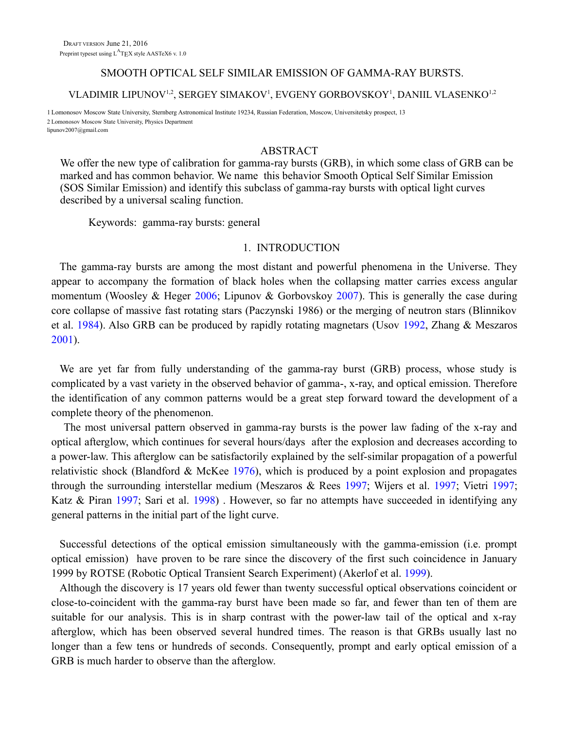Draft version June 21, 2016
Preprint typeset using LATEX style AASTeX6 v. 1.0

# SMOOTH OPTICAL SELF SIMILAR EMISSION OF GAMMA-RAY BURSTS.

VLADIMIR LIPUNOV[1,2], SERGEY SIMAKOV[1], EVGENY GORBOVSKOY[1], DANIIL VLASENKO[1,2]

1 Lomonosov Moscow State University, Sternberg Astronomical Institute 19234, Russian Federation, Moscow, Universitetsky prospect, 13
2 Lomonosov Moscow State University, Physics Department
lipunov2007@gmail.com

## ABSTRACT

We offer the new type of calibration for gamma-ray bursts (GRB), in which some class of GRB can be marked and has common behavior. We name this behavior Smooth Optical Self Similar Emission (SOS Similar Emission) and identify this subclass of gamma-ray bursts with optical light curves described by a universal scaling function.

Keywords: gamma-ray bursts: general

## 1. INTRODUCTION

The gamma-ray bursts are among the most distant and powerful phenomena in the Universe. They appear to accompany the formation of black holes when the collapsing matter carries excess angular momentum (Woosley & Heger 2006; Lipunov & Gorbovskoy 2007). This is generally the case during core collapse of massive fast rotating stars (Paczynski 1986) or the merging of neutron stars (Blinnikov et al. 1984). Also GRB can be produced by rapidly rotating magnetars (Usov 1992, Zhang & Meszaros 2001).

We are yet far from fully understanding of the gamma-ray burst (GRB) process, whose study is complicated by a vast variety in the observed behavior of gamma-, x-ray, and optical emission. Therefore the identification of any common patterns would be a great step forward toward the development of a complete theory of the phenomenon.

The most universal pattern observed in gamma-ray bursts is the power law fading of the x-ray and optical afterglow, which continues for several hours/days after the explosion and decreases according to a power-law. This afterglow can be satisfactorily explained by the self-similar propagation of a powerful relativistic shock (Blandford & McKee 1976), which is produced by a point explosion and propagates through the surrounding interstellar medium (Meszaros & Rees 1997; Wijers et al. 1997; Vietri 1997; Katz & Piran 1997; Sari et al. 1998) . However, so far no attempts have succeeded in identifying any general patterns in the initial part of the light curve.

Successful detections of the optical emission simultaneously with the gamma-emission (i.e. prompt optical emission) have proven to be rare since the discovery of the first such coincidence in January 1999 by ROTSE (Robotic Optical Transient Search Experiment) (Akerlof et al. 1999).

Although the discovery is 17 years old fewer than twenty successful optical observations coincident or close-to-coincident with the gamma-ray burst have been made so far, and fewer than ten of them are suitable for our analysis. This is in sharp contrast with the power-law tail of the optical and x-ray afterglow, which has been observed several hundred times. The reason is that GRBs usually last no longer than a few tens or hundreds of seconds. Consequently, prompt and early optical emission of a GRB is much harder to observe than the afterglow.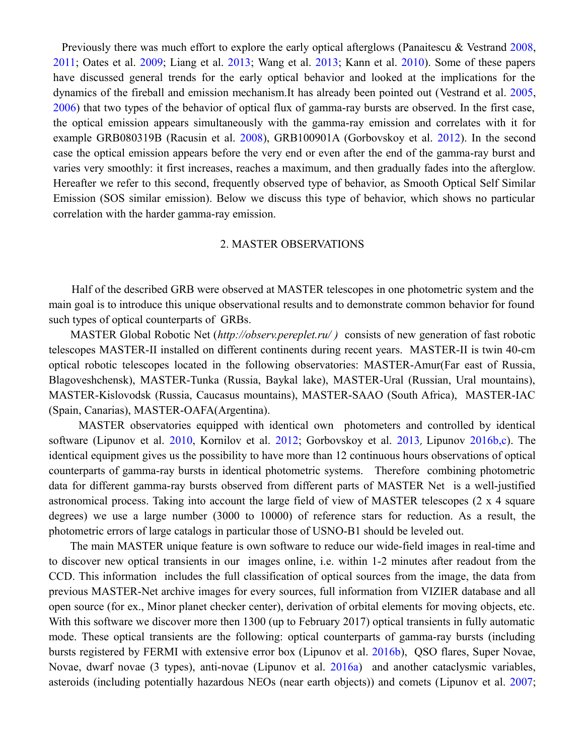Previously there was much effort to explore the early optical afterglows (Panaitescu & Vestrand 2008, 2011; Oates et al. 2009; Liang et al. 2013; Wang et al. 2013; Kann et al. 2010). Some of these papers have discussed general trends for the early optical behavior and looked at the implications for the dynamics of the fireball and emission mechanism.It has already been pointed out (Vestrand et al. 2005, 2006) that two types of the behavior of optical flux of gamma-ray bursts are observed. In the first case, the optical emission appears simultaneously with the gamma-ray emission and correlates with it for example GRB080319B (Racusin et al. 2008), GRB100901A (Gorbovskoy et al. 2012). In the second case the optical emission appears before the very end or even after the end of the gamma-ray burst and varies very smoothly: it first increases, reaches a maximum, and then gradually fades into the afterglow. Hereafter we refer to this second, frequently observed type of behavior, as Smooth Optical Self Similar Emission (SOS similar emission). Below we discuss this type of behavior, which shows no particular correlation with the harder gamma-ray emission.

## 2. MASTER OBSERVATIONS

Half of the described GRB were observed at MASTER telescopes in one photometric system and the main goal is to introduce this unique observational results and to demonstrate common behavior for found such types of optical counterparts of GRBs.

MASTER Global Robotic Net (*http://observ.pereplet.ru/ )* consists of new generation of fast robotic telescopes MASTER-II installed on different continents during recent years. MASTER-II is twin 40-cm optical robotic telescopes located in the following observatories: MASTER-Amur(Far east of Russia, Blagoveshchensk), MASTER-Tunka (Russia, Baykal lake), MASTER-Ural (Russian, Ural mountains), MASTER-Kislovodsk (Russia, Caucasus mountains), MASTER-SAAO (South Africa), MASTER-IAC (Spain, Canarias), MASTER-OAFA(Argentina).

MASTER observatories equipped with identical own photometers and controlled by identical software (Lipunov et al. 2010, Kornilov et al. 2012; Gorbovskoy et al. 2013, Lipunov 2016b,c). The identical equipment gives us the possibility to have more than 12 continuous hours observations of optical counterparts of gamma-ray bursts in identical photometric systems. Therefore combining photometric data for different gamma-ray bursts observed from different parts of MASTER Net is a well-justified astronomical process. Taking into account the large field of view of MASTER telescopes (2 x 4 square degrees) we use a large number (3000 to 10000) of reference stars for reduction. As a result, the photometric errors of large catalogs in particular those of USNO-B1 should be leveled out.

The main MASTER unique feature is own software to reduce our wide-field images in real-time and to discover new optical transients in our images online, i.e. within 1-2 minutes after readout from the CCD. This information includes the full classification of optical sources from the image, the data from previous MASTER-Net archive images for every sources, full information from VIZIER database and all open source (for ex., Minor planet checker center), derivation of orbital elements for moving objects, etc. With this software we discover more then 1300 (up to February 2017) optical transients in fully automatic mode. These optical transients are the following: optical counterparts of gamma-ray bursts (including bursts registered by FERMI with extensive error box (Lipunov et al. 2016b), QSO flares, Super Novae, Novae, dwarf novae (3 types), anti-novae (Lipunov et al. 2016a) and another cataclysmic variables, asteroids (including potentially hazardous NEOs (near earth objects)) and comets (Lipunov et al. 2007;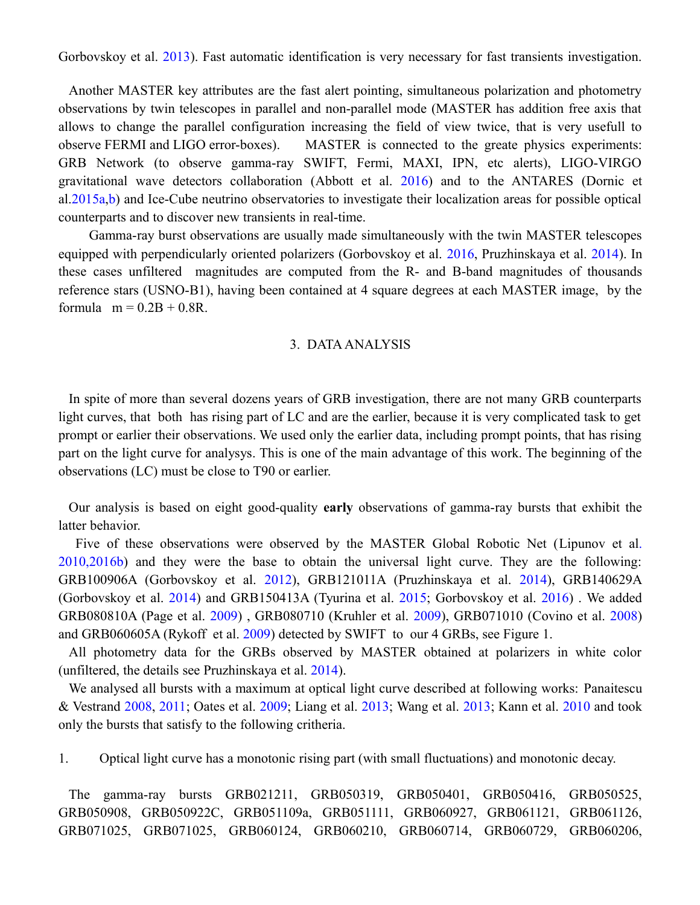Gorbovskoy et al. 2013). Fast automatic identification is very necessary for fast transients investigation.

Another MASTER key attributes are the fast alert pointing, simultaneous polarization and photometry observations by twin telescopes in parallel and non-parallel mode (MASTER has addition free axis that allows to change the parallel configuration increasing the field of view twice, that is very usefull to observe FERMI and LIGO error-boxes). MASTER is connected to the greate physics experiments: GRB Network (to observe gamma-ray SWIFT, Fermi, MAXI, IPN, etc alerts), LIGO-VIRGO gravitational wave detectors collaboration (Abbott et al. 2016) and to the ANTARES (Dornic et al.2015a,b) and Ice-Cube neutrino observatories to investigate their localization areas for possible optical counterparts and to discover new transients in real-time.

Gamma-ray burst observations are usually made simultaneously with the twin MASTER telescopes equipped with perpendicularly oriented polarizers (Gorbovskoy et al. 2016, Pruzhinskaya et al. 2014). In these cases unfiltered magnitudes are computed from the R- and B-band magnitudes of thousands reference stars (USNO-B1), having been contained at 4 square degrees at each MASTER image, by the formula $m = 0.2B + 0.8R$.

## 3. DATA ANALYSIS

In spite of more than several dozens years of GRB investigation, there are not many GRB counterparts light curves, that both has rising part of LC and are the earlier, because it is very complicated task to get prompt or earlier their observations. We used only the earlier data, including prompt points, that has rising part on the light curve for analysys. This is one of the main advantage of this work. The beginning of the observations (LC) must be close to T90 or earlier.

Our analysis is based on eight good-quality **early** observations of gamma-ray bursts that exhibit the latter behavior.

Five of these observations were observed by the MASTER Global Robotic Net (Lipunov et al. 2010,2016b) and they were the base to obtain the universal light curve. They are the following: GRB100906A (Gorbovskoy et al. 2012), GRB121011A (Pruzhinskaya et al. 2014), GRB140629A (Gorbovskoy et al. 2014) and GRB150413A (Tyurina et al. 2015; Gorbovskoy et al. 2016) . We added GRB080810A (Page et al. 2009) , GRB080710 (Kruhler et al. 2009), GRB071010 (Covino et al. 2008) and GRB060605A (Rykoff et al. 2009) detected by SWIFT to our 4 GRBs, see Figure 1.

All photometry data for the GRBs observed by MASTER obtained at polarizers in white color (unfiltered, the details see Pruzhinskaya et al. 2014).

We analysed all bursts with a maximum at optical light curve described at following works: Panaitescu & Vestrand 2008, 2011; Oates et al. 2009; Liang et al. 2013; Wang et al. 2013; Kann et al. 2010 and took only the bursts that satisfy to the following critheria.

1. Optical light curve has a monotonic rising part (with small fluctuations) and monotonic decay.

The gamma-ray bursts GRB021211, GRB050319, GRB050401, GRB050416, GRB050525, GRB050908, GRB050922C, GRB051109a, GRB051111, GRB060927, GRB061121, GRB061126, GRB071025, GRB071025, GRB060124, GRB060210, GRB060714, GRB060729, GRB060206,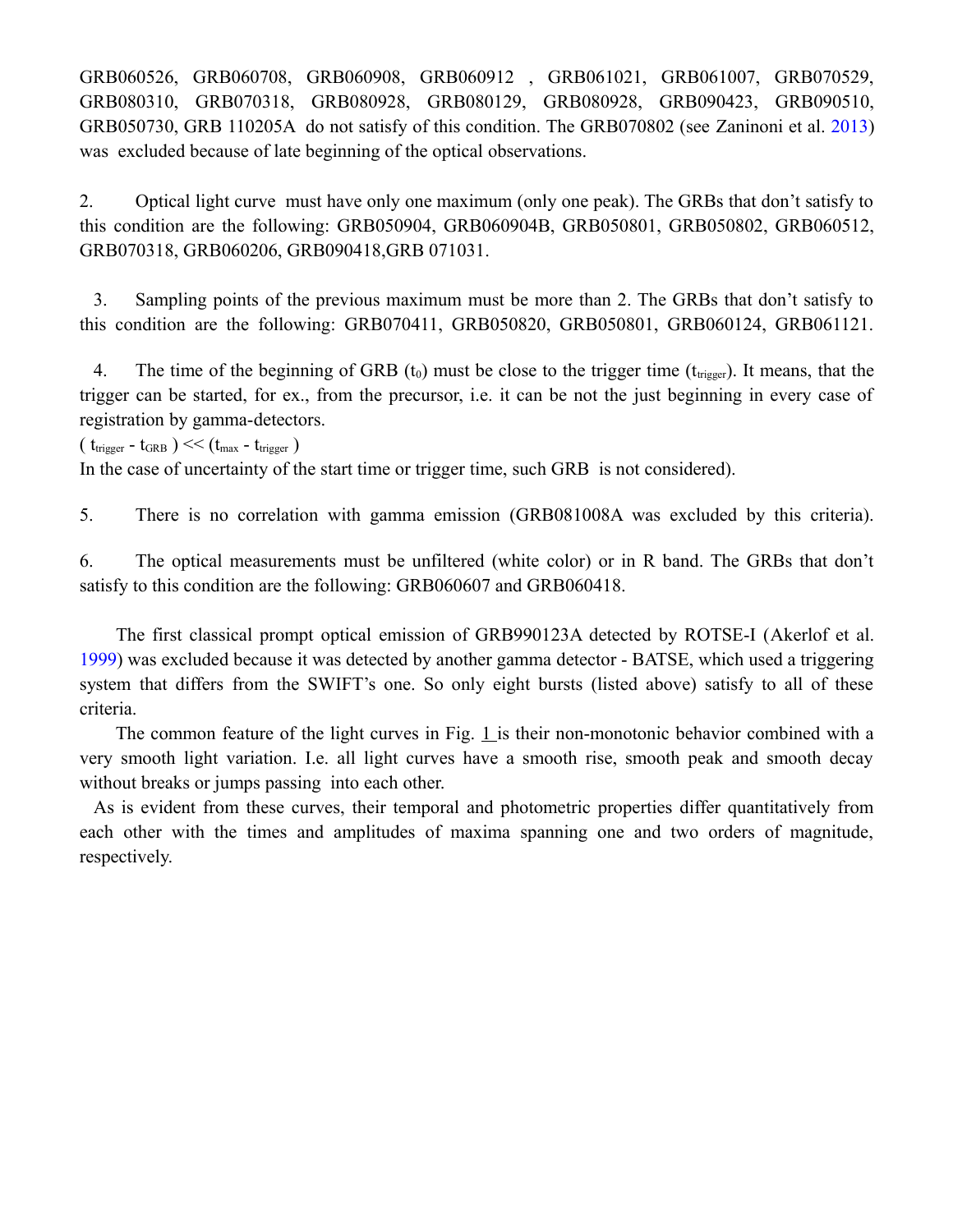GRB060526, GRB060708, GRB060908, GRB060912 , GRB061021, GRB061007, GRB070529, GRB080310, GRB070318, GRB080928, GRB080129, GRB080928, GRB090423, GRB090510, GRB050730, GRB 110205A do not satisfy of this condition. The GRB070802 (see Zaninoni et al. 2013) was excluded because of late beginning of the optical observations.

2. Optical light curve must have only one maximum (only one peak). The GRBs that don't satisfy to this condition are the following: GRB050904, GRB060904B, GRB050801, GRB050802, GRB060512, GRB070318, GRB060206, GRB090418,GRB 071031.

3. Sampling points of the previous maximum must be more than 2. The GRBs that don't satisfy to this condition are the following: GRB070411, GRB050820, GRB050801, GRB060124, GRB061121.

4. The time of the beginning of GRB ($t_0$) must be close to the trigger time ($t_{trigger}$). It means, that the trigger can be started, for ex., from the precursor, i.e. it can be not the just beginning in every case of registration by gamma-detectors.

$( t_{trigger} - t_{GRB} ) << (t_{max} - t_{trigger} )$

In the case of uncertainty of the start time or trigger time, such GRB is not considered).

5. There is no correlation with gamma emission (GRB081008A was excluded by this criteria).

6. The optical measurements must be unfiltered (white color) or in R band. The GRBs that don't satisfy to this condition are the following: GRB060607 and GRB060418.

The first classical prompt optical emission of GRB990123A detected by ROTSE-I (Akerlof et al. 1999) was excluded because it was detected by another gamma detector - BATSE, which used a triggering system that differs from the SWIFT's one. So only eight bursts (listed above) satisfy to all of these criteria.

The common feature of the light curves in Fig. 1 is their non-monotonic behavior combined with a very smooth light variation. I.e. all light curves have a smooth rise, smooth peak and smooth decay without breaks or jumps passing into each other.

As is evident from these curves, their temporal and photometric properties differ quantitatively from each other with the times and amplitudes of maxima spanning one and two orders of magnitude, respectively.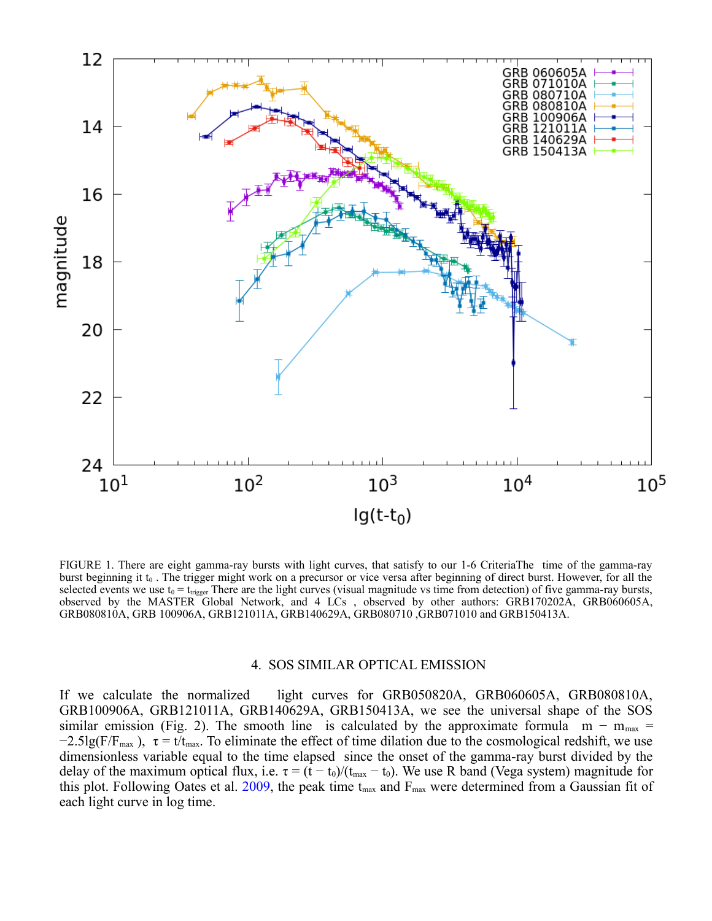FIGURE 1. There are eight gamma-ray bursts with light curves, that satisfy to our 1-6 CriteriaThe time of the gamma-ray burst beginning it $t_0$ . The trigger might work on a precursor or vice versa after beginning of direct burst. However, for all the selected events we use $t_0 = t_{trigger}$ There are the light curves (visual magnitude vs time from detection) of five gamma-ray bursts, observed by the MASTER Global Network, and 4 LCs , observed by other authors: GRB170202A, GRB060605A, GRB080810A, GRB 100906A, GRB121011A, GRB140629A, GRB080710 ,GRB071010 and GRB150413A.

## 4. SOS SIMILAR OPTICAL EMISSION

If we calculate the normalized light curves for GRB050820A, GRB060605A, GRB080810A, GRB100906A, GRB121011A, GRB140629A, GRB150413A, we see the universal shape of the SOS similar emission (Fig. 2). The smooth line is calculated by the approximate formula $m - m_{max} = -2.5\lg(F/F_{max})$, $\tau = t/t_{max}$. To eliminate the effect of time dilation due to the cosmological redshift, we use dimensionless variable equal to the time elapsed since the onset of the gamma-ray burst divided by the delay of the maximum optical flux, i.e. $\tau = (t - t_0)/(t_{max} - t_0)$. We use R band (Vega system) magnitude for this plot. Following Oates et al. 2009, the peak time $t_{max}$ and $F_{max}$ were determined from a Gaussian fit of each light curve in log time.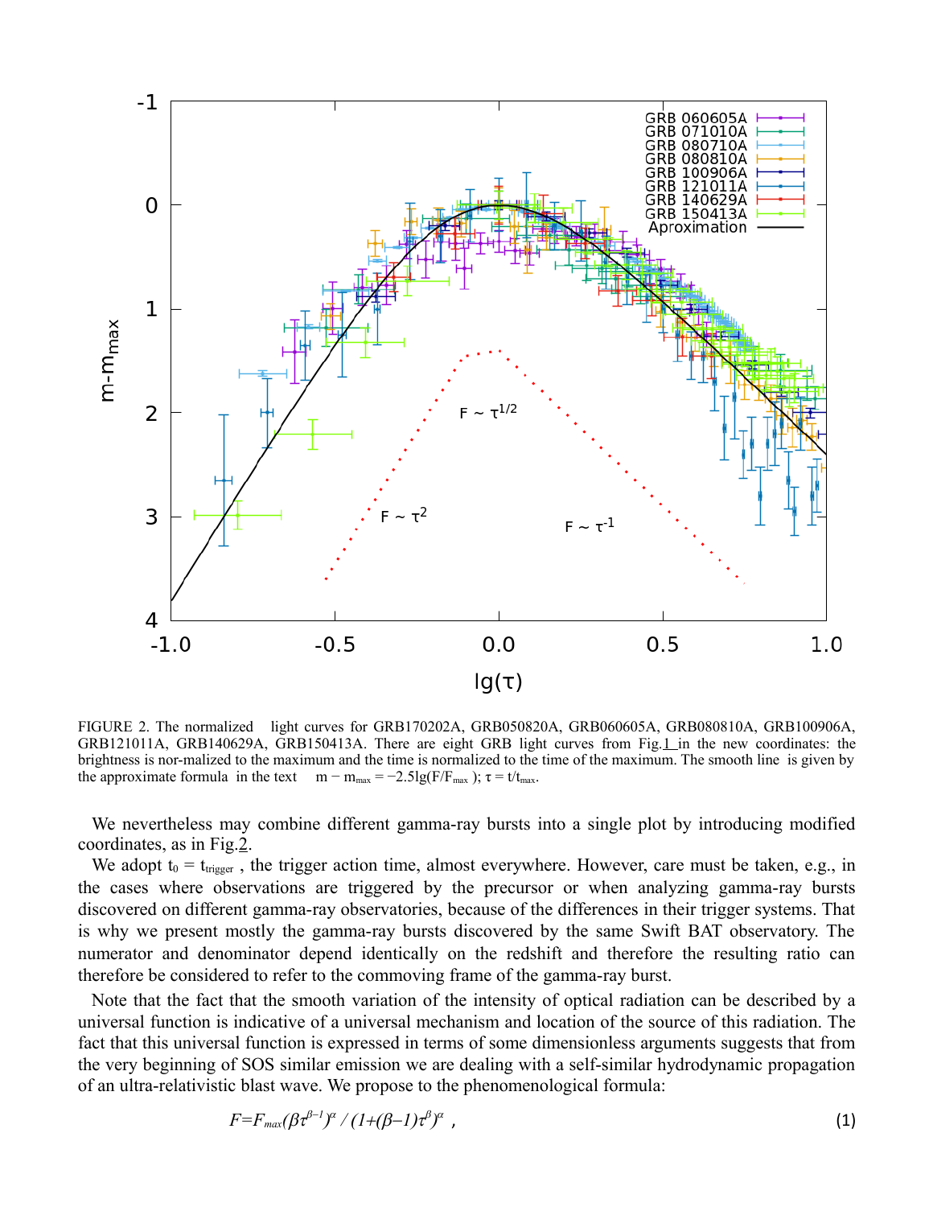FIGURE 2. The normalized light curves for GRB170202A, GRB050820A, GRB060605A, GRB080810A, GRB100906A, GRB121011A, GRB140629A, GRB150413A. There are eight GRB light curves from Fig.1 in the new coordinates: the brightness is nor-malized to the maximum and the time is normalized to the time of the maximum. The smooth line is given by the approximate formula in the text $m - m_{max} = -2.5 lg(F/F_{max})$; $\tau = t/t_{max}$.

We nevertheless may combine different gamma-ray bursts into a single plot by introducing modified coordinates, as in Fig.2.

We adopt $t_0 = t_{trigger}$ , the trigger action time, almost everywhere. However, care must be taken, e.g., in the cases where observations are triggered by the precursor or when analyzing gamma-ray bursts discovered on different gamma-ray observatories, because of the differences in their trigger systems. That is why we present mostly the gamma-ray bursts discovered by the same Swift BAT observatory. The numerator and denominator depend identically on the redshift and therefore the resulting ratio can therefore be considered to refer to the commoving frame of the gamma-ray burst.

Note that the fact that the smooth variation of the intensity of optical radiation can be described by a universal function is indicative of a universal mechanism and location of the source of this radiation. The fact that this universal function is expressed in terms of some dimensionless arguments suggests that from the very beginning of SOS similar emission we are dealing with a self-similar hydrodynamic propagation of an ultra-relativistic blast wave. We propose to the phenomenological formula:

$$F=F_{max}(\beta\tau^{\beta-1})^{\alpha} / (1+(\beta-1)\tau^{\beta})^{\alpha} \ , \qquad (1)$$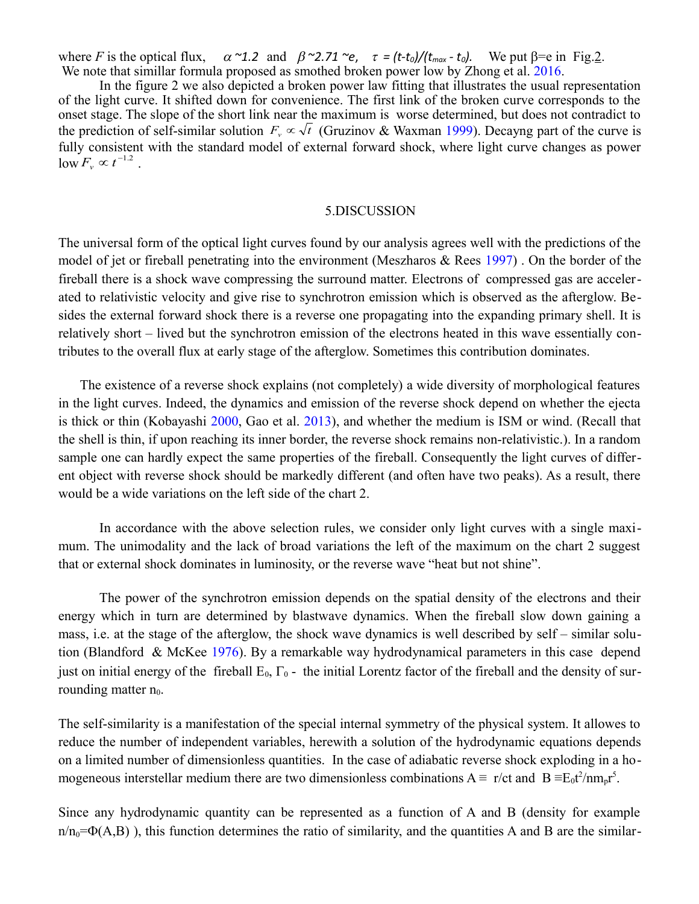where $F$ is the optical flux, $\alpha$ ~1.2 and $\beta$ ~2.71 ~e, $\tau = (t-t_0)/(t_{max} - t_0)$. We put β=e in Fig.2. We note that simillar formula proposed as smothed broken power low by Zhong et al. 2016.

In the figure 2 we also depicted a broken power law fitting that illustrates the usual representation of the light curve. It shifted down for convenience. The first link of the broken curve corresponds to the onset stage. The slope of the short link near the maximum is worse determined, but does not contradict to the prediction of self-similar solution $F_\nu \propto \sqrt{t}$ (Gruzinov & Waxman 1999). Decayng part of the curve is fully consistent with the standard model of external forward shock, where light curve changes as power low $F_\nu \propto t^{-1.2}$ .

## 5.DISCUSSION

The universal form of the optical light curves found by our analysis agrees well with the predictions of the model of jet or fireball penetrating into the environment (Meszharos & Rees 1997) . On the border of the fireball there is a shock wave compressing the surround matter. Electrons of compressed gas are accelerated to relativistic velocity and give rise to synchrotron emission which is observed as the afterglow. Besides the external forward shock there is a reverse one propagating into the expanding primary shell. It is relatively short – lived but the synchrotron emission of the electrons heated in this wave essentially contributes to the overall flux at early stage of the afterglow. Sometimes this contribution dominates.

The existence of a reverse shock explains (not completely) a wide diversity of morphological features in the light curves. Indeed, the dynamics and emission of the reverse shock depend on whether the ejecta is thick or thin (Kobayashi 2000, Gao et al. 2013), and whether the medium is ISM or wind. (Recall that the shell is thin, if upon reaching its inner border, the reverse shock remains non-relativistic.). In a random sample one can hardly expect the same properties of the fireball. Consequently the light curves of different object with reverse shock should be markedly different (and often have two peaks). As a result, there would be a wide variations on the left side of the chart 2.

In accordance with the above selection rules, we consider only light curves with a single maximum. The unimodality and the lack of broad variations the left of the maximum on the chart 2 suggest that or external shock dominates in luminosity, or the reverse wave "heat but not shine".

The power of the synchrotron emission depends on the spatial density of the electrons and their energy which in turn are determined by blastwave dynamics. When the fireball slow down gaining a mass, i.e. at the stage of the afterglow, the shock wave dynamics is well described by self – similar solution (Blandford & McKee 1976). By a remarkable way hydrodynamical parameters in this case depend just on initial energy of the fireball $E_0$, $\Gamma_0$ - the initial Lorentz factor of the fireball and the density of surrounding matter $n_0$.

The self-similarity is a manifestation of the special internal symmetry of the physical system. It allowes to reduce the number of independent variables, herewith a solution of the hydrodynamic equations depends on a limited number of dimensionless quantities. In the case of adiabatic reverse shock exploding in a homogeneous interstellar medium there are two dimensionless combinations $A \equiv r/ct$ and $B \equiv E_0 t^2/n m_p r^5$.

Since any hydrodynamic quantity can be represented as a function of A and B (density for example $n/n_0=\Phi(A,B)$ ), this function determines the ratio of similarity, and the quantities A and B are the similar-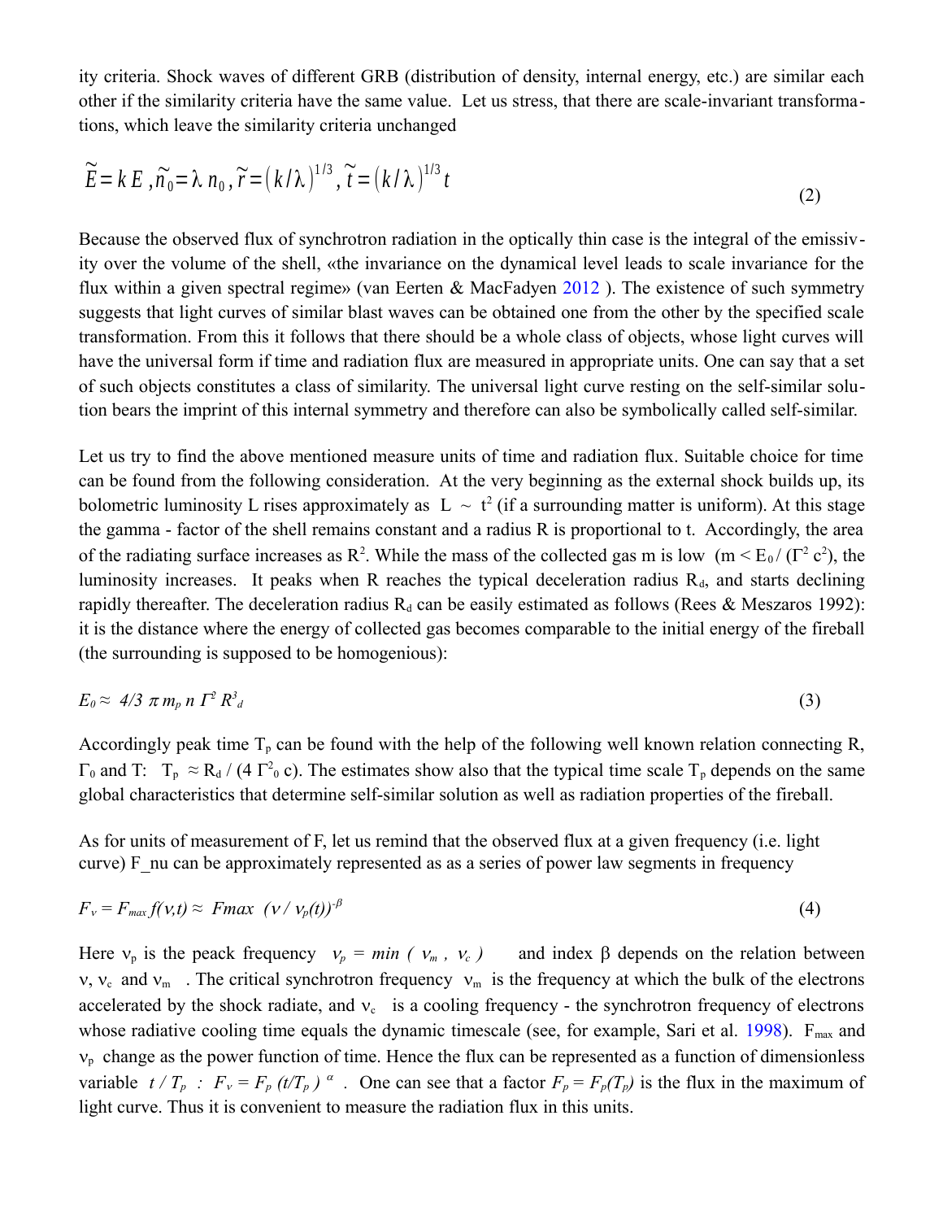ity criteria. Shock waves of different GRB (distribution of density, internal energy, etc.) are similar each other if the similarity criteria have the same value. Let us stress, that there are scale-invariant transformations, which leave the similarity criteria unchanged

$$\tilde{E} = k\,E \,,\tilde{n}_0 = \lambda\, n_0\,, \tilde{r} = (k/\lambda)^{1/3}, \tilde{t} = (k/\lambda)^{1/3}\, t \tag{2}$$

Because the observed flux of synchrotron radiation in the optically thin case is the integral of the emissivity over the volume of the shell, «the invariance on the dynamical level leads to scale invariance for the flux within a given spectral regime» (van Eerten & MacFadyen 2012 ). The existence of such symmetry suggests that light curves of similar blast waves can be obtained one from the other by the specified scale transformation. From this it follows that there should be a whole class of objects, whose light curves will have the universal form if time and radiation flux are measured in appropriate units. One can say that a set of such objects constitutes a class of similarity. The universal light curve resting on the self-similar solution bears the imprint of this internal symmetry and therefore can also be symbolically called self-similar.

Let us try to find the above mentioned measure units of time and radiation flux. Suitable choice for time can be found from the following consideration. At the very beginning as the external shock builds up, its bolometric luminosity L rises approximately as $L \sim t^2$ (if a surrounding matter is uniform). At this stage the gamma - factor of the shell remains constant and a radius R is proportional to t. Accordingly, the area of the radiating surface increases as $R^2$. While the mass of the collected gas m is low ($m < E_0 / (\Gamma^2 c^2)$, the luminosity increases. It peaks when R reaches the typical deceleration radius $R_d$, and starts declining rapidly thereafter. The deceleration radius $R_d$ can be easily estimated as follows (Rees & Meszaros 1992): it is the distance where the energy of collected gas becomes comparable to the initial energy of the fireball (the surrounding is supposed to be homogenious):

$$E_0 \approx 4/3\ \pi\, m_p\, n\, \Gamma^2 R^3_d \tag{3}$$

Accordingly peak time $T_p$ can be found with the help of the following well known relation connecting R, $\Gamma_0$ and T: $T_p \approx R_d / (4\, \Gamma^2_0\, c)$. The estimates show also that the typical time scale $T_p$ depends on the same global characteristics that determine self-similar solution as well as radiation properties of the fireball.

As for units of measurement of F, let us remind that the observed flux at a given frequency (i.e. light curve) F_nu can be approximately represented as as a series of power law segments in frequency

$$F_\nu = F_{max}\, f(\nu,t) \approx Fmax\ (\nu / \nu_p(t))^{-\beta} \tag{4}$$

Here $\nu_p$ is the peack frequency $\nu_p = min\ (\ \nu_m\ ,\ \nu_c\ )$ and index β depends on the relation between ν, $\nu_c$ and $\nu_m$ . The critical synchrotron frequency $\nu_m$ is the frequency at which the bulk of the electrons accelerated by the shock radiate, and $\nu_c$ is a cooling frequency - the synchrotron frequency of electrons whose radiative cooling time equals the dynamic timescale (see, for example, Sari et al. 1998). $F_{max}$ and $\nu_p$ change as the power function of time. Hence the flux can be represented as a function of dimensionless variable $t / T_p$ : $F_\nu = F_p\, (t/T_p)^{\alpha}$ . One can see that a factor $F_p = F_p(T_p)$ is the flux in the maximum of light curve. Thus it is convenient to measure the radiation flux in this units.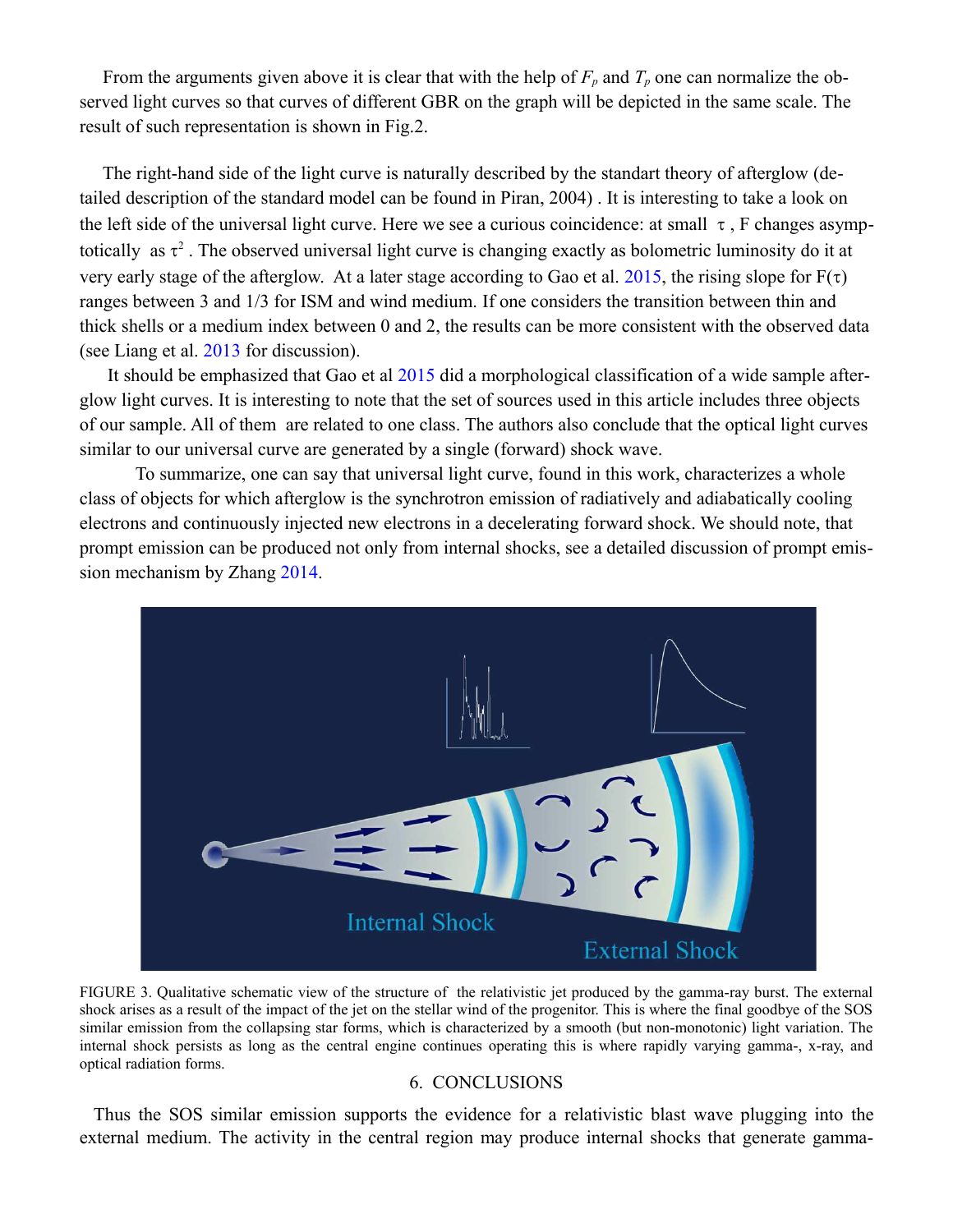From the arguments given above it is clear that with the help of $F_p$ and $T_p$ one can normalize the observed light curves so that curves of different GBR on the graph will be depicted in the same scale. The result of such representation is shown in Fig.2.

The right-hand side of the light curve is naturally described by the standart theory of afterglow (detailed description of the standard model can be found in Piran, 2004) . It is interesting to take a look on the left side of the universal light curve. Here we see a curious coincidence: at small $\tau$ , F changes asymptotically as $\tau^2$ . The observed universal light curve is changing exactly as bolometric luminosity do it at very early stage of the afterglow. At a later stage according to Gao et al. 2015, the rising slope for $F(\tau)$ ranges between 3 and 1/3 for ISM and wind medium. If one considers the transition between thin and thick shells or a medium index between 0 and 2, the results can be more consistent with the observed data (see Liang et al. 2013 for discussion).

It should be emphasized that Gao et al 2015 did a morphological classification of a wide sample afterglow light curves. It is interesting to note that the set of sources used in this article includes three objects of our sample. All of them are related to one class. The authors also conclude that the optical light curves similar to our universal curve are generated by a single (forward) shock wave.

To summarize, one can say that universal light curve, found in this work, characterizes a whole class of objects for which afterglow is the synchrotron emission of radiatively and adiabatically cooling electrons and continuously injected new electrons in a decelerating forward shock. We should note, that prompt emission can be produced not only from internal shocks, see a detailed discussion of prompt emission mechanism by Zhang 2014.

FIGURE 3. Qualitative schematic view of the structure of the relativistic jet produced by the gamma-ray burst. The external shock arises as a result of the impact of the jet on the stellar wind of the progenitor. This is where the final goodbye of the SOS similar emission from the collapsing star forms, which is characterized by a smooth (but non-monotonic) light variation. The internal shock persists as long as the central engine continues operating this is where rapidly varying gamma-, x-ray, and optical radiation forms.

## 6. CONCLUSIONS

Thus the SOS similar emission supports the evidence for a relativistic blast wave plugging into the external medium. The activity in the central region may produce internal shocks that generate gamma-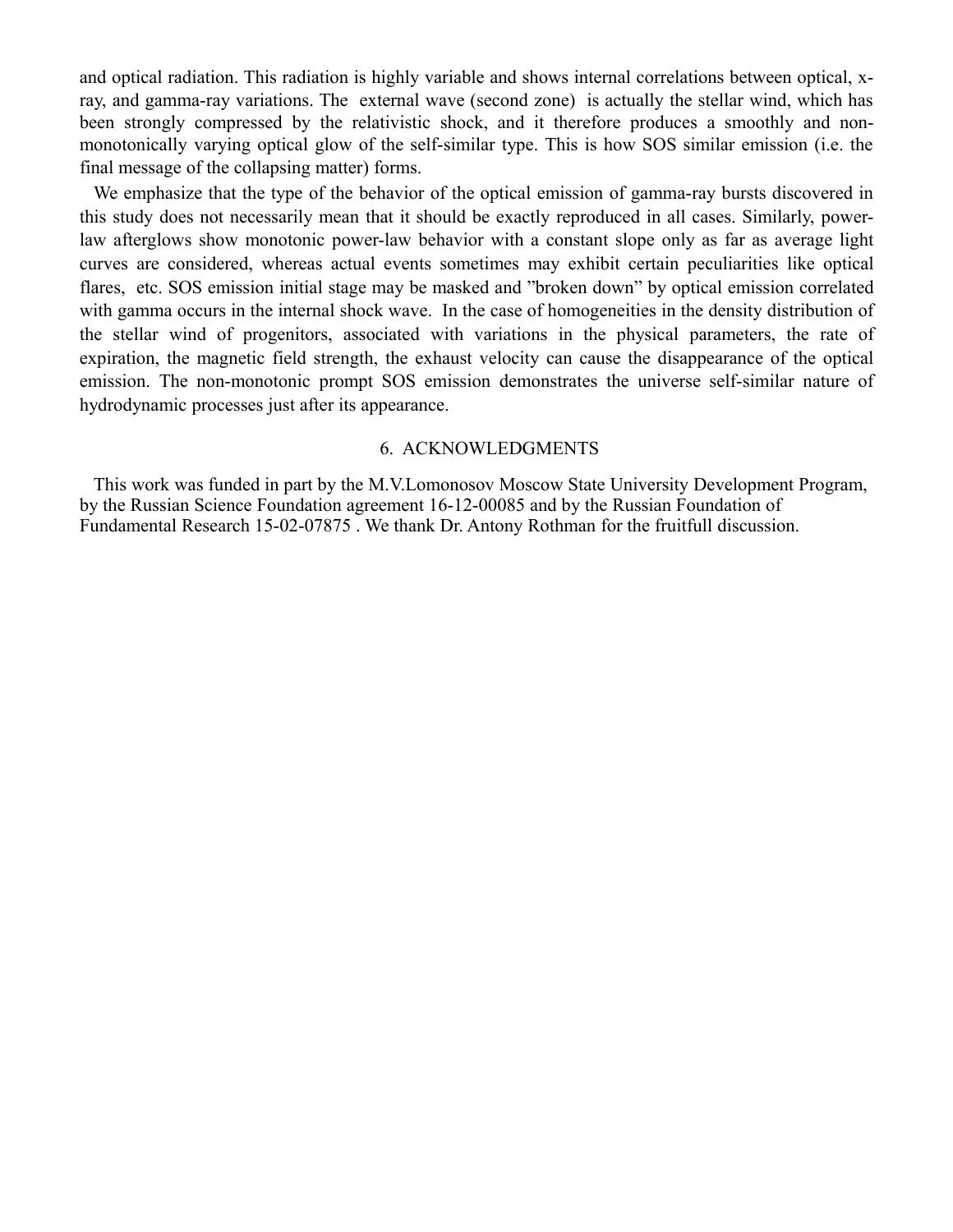and optical radiation. This radiation is highly variable and shows internal correlations between optical, x-ray, and gamma-ray variations. The external wave (second zone) is actually the stellar wind, which has been strongly compressed by the relativistic shock, and it therefore produces a smoothly and non-monotonically varying optical glow of the self-similar type. This is how SOS similar emission (i.e. the final message of the collapsing matter) forms.

We emphasize that the type of the behavior of the optical emission of gamma-ray bursts discovered in this study does not necessarily mean that it should be exactly reproduced in all cases. Similarly, power-law afterglows show monotonic power-law behavior with a constant slope only as far as average light curves are considered, whereas actual events sometimes may exhibit certain peculiarities like optical flares, etc. SOS emission initial stage may be masked and "broken down" by optical emission correlated with gamma occurs in the internal shock wave. In the case of homogeneities in the density distribution of the stellar wind of progenitors, associated with variations in the physical parameters, the rate of expiration, the magnetic field strength, the exhaust velocity can cause the disappearance of the optical emission. The non-monotonic prompt SOS emission demonstrates the universe self-similar nature of hydrodynamic processes just after its appearance.

## 6. ACKNOWLEDGMENTS

This work was funded in part by the M.V.Lomonosov Moscow State University Development Program, by the Russian Science Foundation agreement 16-12-00085 and by the Russian Foundation of Fundamental Research 15-02-07875 . We thank Dr. Antony Rothman for the fruitfull discussion.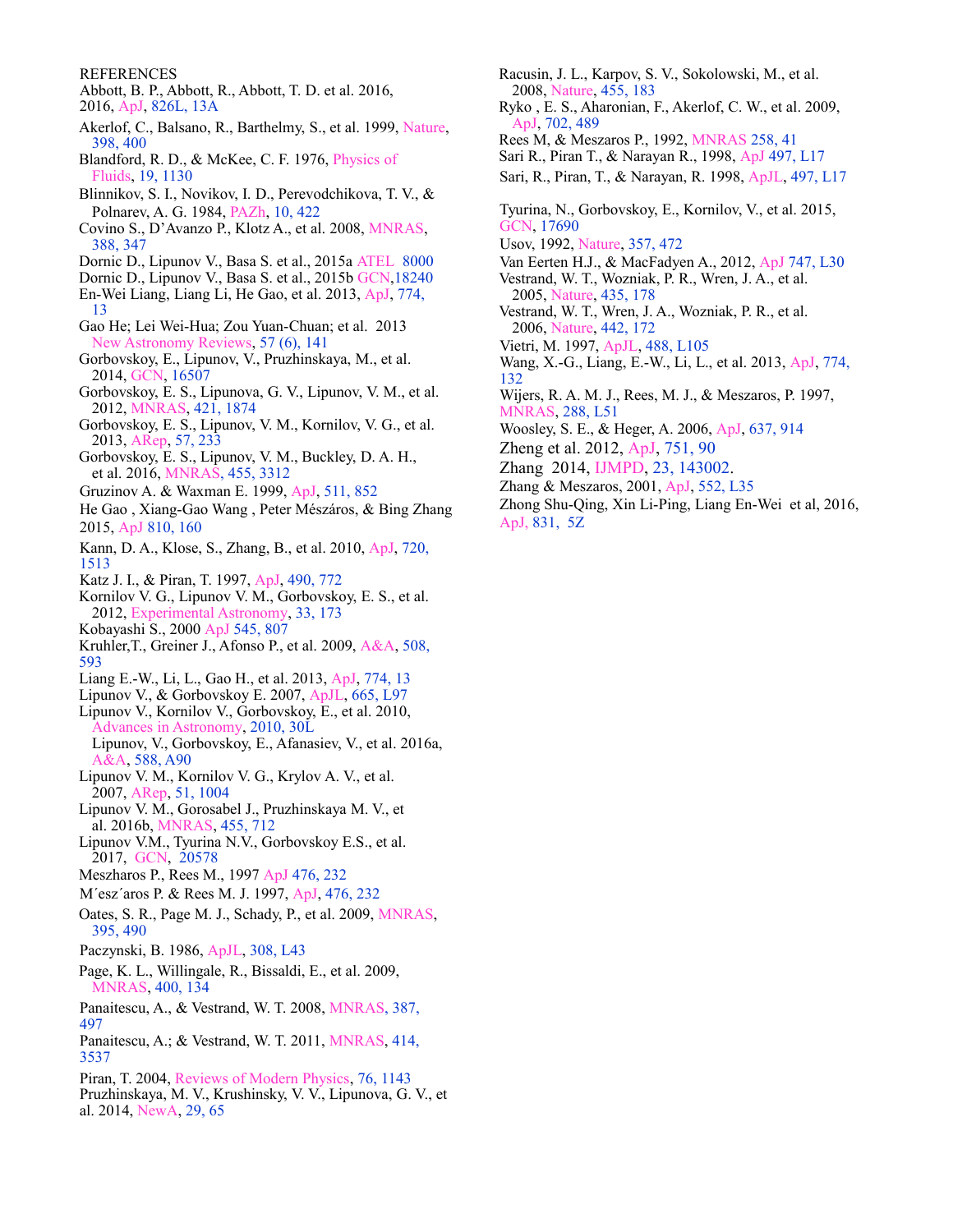REFERENCES

Abbott, B. P., Abbott, R., Abbott, T. D. et al. 2016, 2016, ApJ, 826L, 13A

Akerlof, C., Balsano, R., Barthelmy, S., et al. 1999, Nature, 398, 400

Blandford, R. D., & McKee, C. F. 1976, Physics of Fluids, 19, 1130

Blinnikov, S. I., Novikov, I. D., Perevodchikova, T. V., & Polnarev, A. G. 1984, PAZh, 10, 422

Covino S., D'Avanzo P., Klotz A., et al. 2008, MNRAS, 388, 347

Dornic D., Lipunov V., Basa S. et al., 2015a ATEL 8000

Dornic D., Lipunov V., Basa S. et al., 2015b GCN,18240

En-Wei Liang, Liang Li, He Gao, et al. 2013, ApJ, 774, 13

Gao He; Lei Wei-Hua; Zou Yuan-Chuan; et al. 2013 New Astronomy Reviews, 57 (6), 141

Gorbovskoy, E., Lipunov, V., Pruzhinskaya, M., et al. 2014, GCN, 16507

Gorbovskoy, E. S., Lipunova, G. V., Lipunov, V. M., et al. 2012, MNRAS, 421, 1874

Gorbovskoy, E. S., Lipunov, V. M., Kornilov, V. G., et al. 2013, ARep, 57, 233

Gorbovskoy, E. S., Lipunov, V. M., Buckley, D. A. H., et al. 2016, MNRAS, 455, 3312

Gruzinov A. & Waxman E. 1999, ApJ, 511, 852

He Gao , Xiang-Gao Wang , Peter Mészáros, & Bing Zhang 2015, ApJ 810, 160

Kann, D. A., Klose, S., Zhang, B., et al. 2010, ApJ, 720, 1513

Katz J. I., & Piran, T. 1997, ApJ, 490, 772

Kornilov V. G., Lipunov V. M., Gorbovskoy, E. S., et al. 2012, Experimental Astronomy, 33, 173

Kobayashi S., 2000 ApJ 545, 807

Kruhler,T., Greiner J., Afonso P., et al. 2009, A&A, 508, 593

Liang E.-W., Li, L., Gao H., et al. 2013, ApJ, 774, 13

Lipunov V., & Gorbovskoy E. 2007, ApJL, 665, L97

Lipunov V., Kornilov V., Gorbovskoy, E., et al. 2010, Advances in Astronomy, 2010, 30L

Lipunov, V., Gorbovskoy, E., Afanasiev, V., et al. 2016a, A&A, 588, A90

Lipunov V. M., Kornilov V. G., Krylov A. V., et al. 2007, ARep, 51, 1004

Lipunov V. M., Gorosabel J., Pruzhinskaya M. V., et al. 2016b, MNRAS, 455, 712

Lipunov V.M., Tyurina N.V., Gorbovskoy E.S., et al. 2017, GCN, 20578

Meszharos P., Rees M., 1997 ApJ 476, 232

M´esz´aros P. & Rees M. J. 1997, ApJ, 476, 232

Oates, S. R., Page M. J., Schady, P., et al. 2009, MNRAS, 395, 490

Paczynski, B. 1986, ApJL, 308, L43

Page, K. L., Willingale, R., Bissaldi, E., et al. 2009, MNRAS, 400, 134

Panaitescu, A., & Vestrand, W. T. 2008, MNRAS, 387, 497

Panaitescu, A.; & Vestrand, W. T. 2011, MNRAS, 414, 3537

Piran, T. 2004, Reviews of Modern Physics, 76, 1143

Pruzhinskaya, M. V., Krushinsky, V. V., Lipunova, G. V., et al. 2014, NewA, 29, 65

Racusin, J. L., Karpov, S. V., Sokolowski, M., et al. 2008, Nature, 455, 183

Ryko , E. S., Aharonian, F., Akerlof, C. W., et al. 2009, ApJ, 702, 489

Rees M, & Meszaros P., 1992, MNRAS 258, 41

Sari R., Piran T., & Narayan R., 1998, ApJ 497, L17

Sari, R., Piran, T., & Narayan, R. 1998, ApJL, 497, L17

Tyurina, N., Gorbovskoy, E., Kornilov, V., et al. 2015, GCN, 17690

Usov, 1992, Nature, 357, 472

Van Eerten H.J., & MacFadyen A., 2012, ApJ 747, L30

Vestrand, W. T., Wozniak, P. R., Wren, J. A., et al. 2005, Nature, 435, 178

Vestrand, W. T., Wren, J. A., Wozniak, P. R., et al. 2006, Nature, 442, 172

Vietri, M. 1997, ApJL, 488, L105

Wang, X.-G., Liang, E.-W., Li, L., et al. 2013, ApJ, 774, 132

Wijers, R. A. M. J., Rees, M. J., & Meszaros, P. 1997, MNRAS, 288, L51

Woosley, S. E., & Heger, A. 2006, ApJ, 637, 914

Zheng et al. 2012, ApJ, 751, 90

Zhang 2014, IJMPD, 23, 143002.

Zhang & Meszaros, 2001, ApJ, 552, L35

Zhong Shu-Qing, Xin Li-Ping, Liang En-Wei et al, 2016, ApJ, 831, 5Z